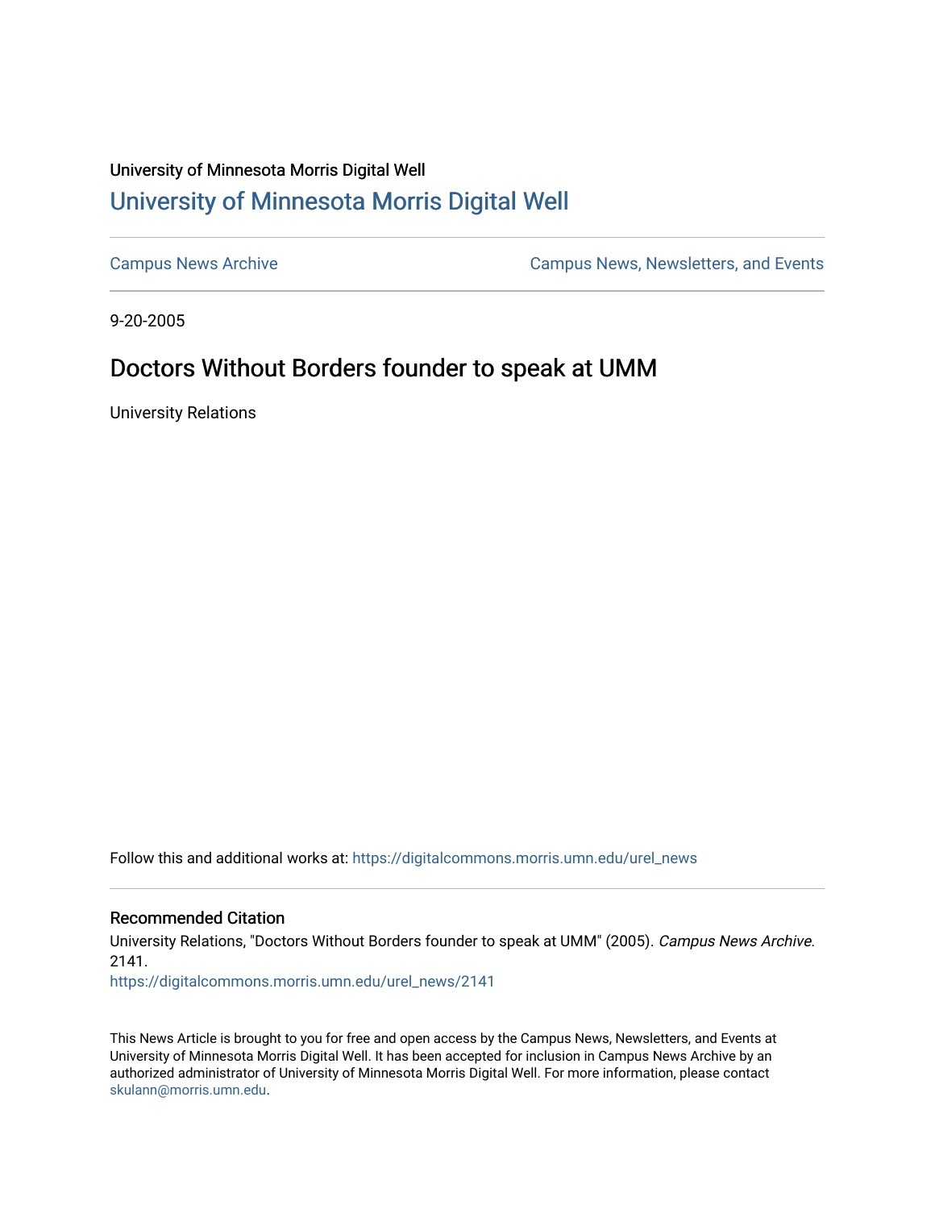University of Minnesota Morris Digital Well

[University of Minnesota Morris Digital Well](https://digitalcommons.morris.umn.edu)

[Campus News Archive](https://digitalcommons.morris.umn.edu/urel_news)

[Campus News, Newsletters, and Events](https://digitalcommons.morris.umn.edu/urel)

9-20-2005

# Doctors Without Borders founder to speak at UMM

University Relations

Follow this and additional works at: https://digitalcommons.morris.umn.edu/urel_news

## Recommended Citation

University Relations, "Doctors Without Borders founder to speak at UMM" (2005). *Campus News Archive*. 2141.

https://digitalcommons.morris.umn.edu/urel_news/2141

This News Article is brought to you for free and open access by the Campus News, Newsletters, and Events at University of Minnesota Morris Digital Well. It has been accepted for inclusion in Campus News Archive by an authorized administrator of University of Minnesota Morris Digital Well. For more information, please contact skulann@morris.umn.edu.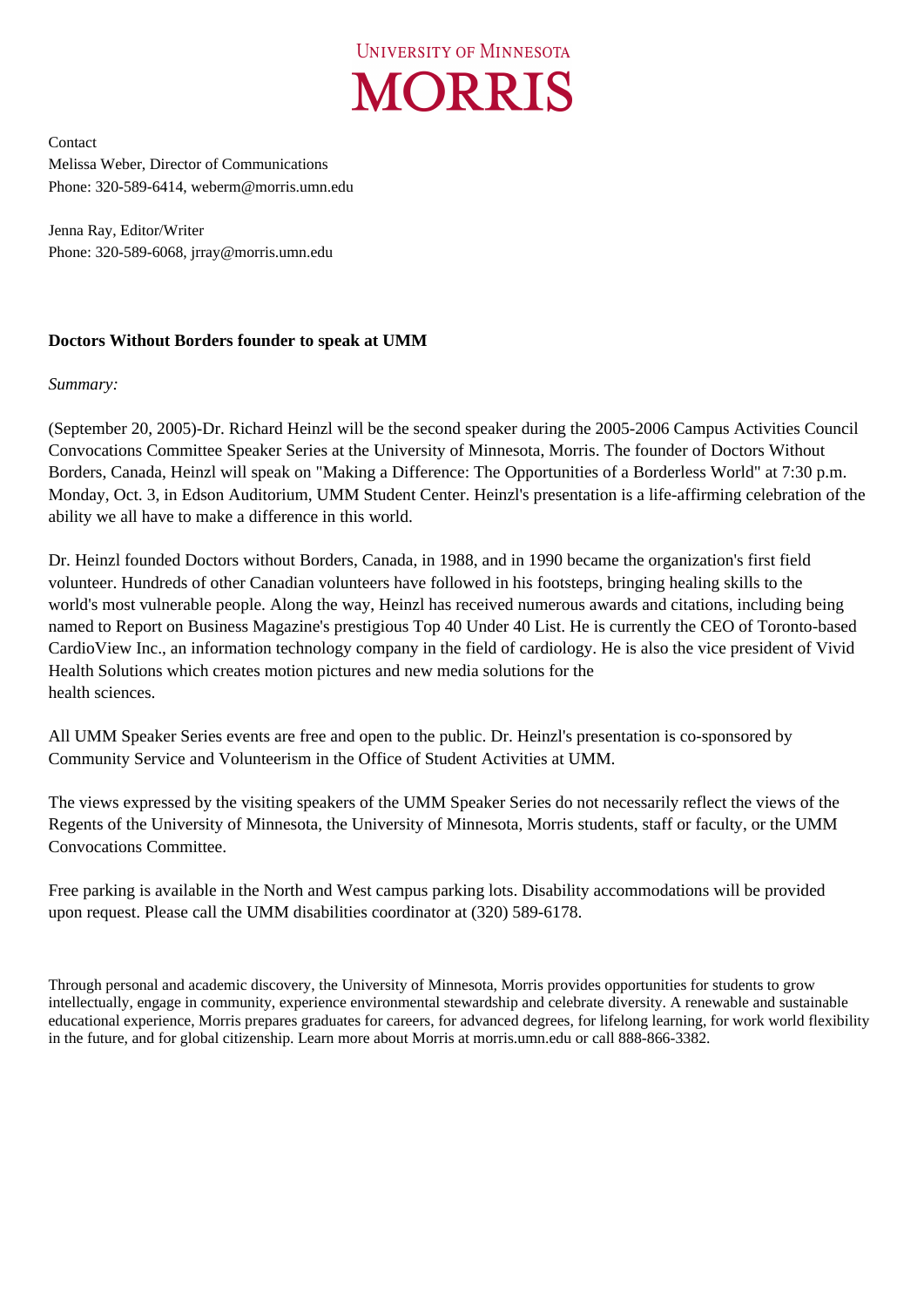University of Minnesota
# MORRIS

Contact
Melissa Weber, Director of Communications
Phone: 320-589-6414, weberm@morris.umn.edu

Jenna Ray, Editor/Writer
Phone: 320-589-6068, jrray@morris.umn.edu

**Doctors Without Borders founder to speak at UMM**

*Summary:*

(September 20, 2005)-Dr. Richard Heinzl will be the second speaker during the 2005-2006 Campus Activities Council Convocations Committee Speaker Series at the University of Minnesota, Morris. The founder of Doctors Without Borders, Canada, Heinzl will speak on "Making a Difference: The Opportunities of a Borderless World" at 7:30 p.m. Monday, Oct. 3, in Edson Auditorium, UMM Student Center. Heinzl's presentation is a life-affirming celebration of the ability we all have to make a difference in this world.

Dr. Heinzl founded Doctors without Borders, Canada, in 1988, and in 1990 became the organization's first field volunteer. Hundreds of other Canadian volunteers have followed in his footsteps, bringing healing skills to the world's most vulnerable people. Along the way, Heinzl has received numerous awards and citations, including being named to Report on Business Magazine's prestigious Top 40 Under 40 List. He is currently the CEO of Toronto-based CardioView Inc., an information technology company in the field of cardiology. He is also the vice president of Vivid Health Solutions which creates motion pictures and new media solutions for the health sciences.

All UMM Speaker Series events are free and open to the public. Dr. Heinzl's presentation is co-sponsored by Community Service and Volunteerism in the Office of Student Activities at UMM.

The views expressed by the visiting speakers of the UMM Speaker Series do not necessarily reflect the views of the Regents of the University of Minnesota, the University of Minnesota, Morris students, staff or faculty, or the UMM Convocations Committee.

Free parking is available in the North and West campus parking lots. Disability accommodations will be provided upon request. Please call the UMM disabilities coordinator at (320) 589-6178.

Through personal and academic discovery, the University of Minnesota, Morris provides opportunities for students to grow intellectually, engage in community, experience environmental stewardship and celebrate diversity. A renewable and sustainable educational experience, Morris prepares graduates for careers, for advanced degrees, for lifelong learning, for work world flexibility in the future, and for global citizenship. Learn more about Morris at morris.umn.edu or call 888-866-3382.